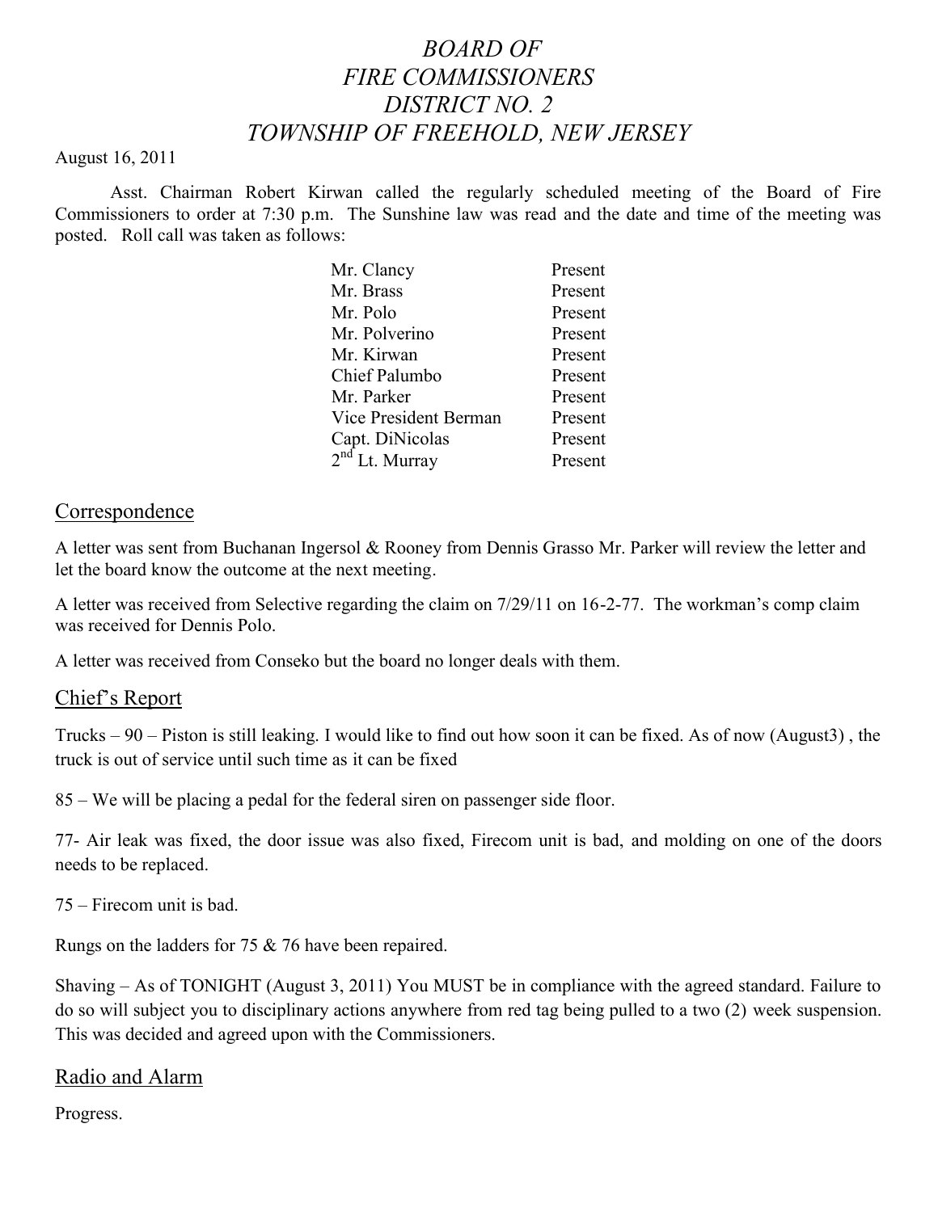# *BOARD OF FIRE COMMISSIONERS DISTRICT NO. 2 TOWNSHIP OF FREEHOLD, NEW JERSEY*

August 16, 2011

Asst. Chairman Robert Kirwan called the regularly scheduled meeting of the Board of Fire Commissioners to order at 7:30 p.m. The Sunshine law was read and the date and time of the meeting was posted. Roll call was taken as follows:

| | |
|---|---|
| Mr. Clancy | Present |
| Mr. Brass | Present |
| Mr. Polo | Present |
| Mr. Polverino | Present |
| Mr. Kirwan | Present |
| Chief Palumbo | Present |
| Mr. Parker | Present |
| Vice President Berman | Present |
| Capt. DiNicolas | Present |
| $2^{nd}$ Lt. Murray | Present |

## Correspondence

A letter was sent from Buchanan Ingersol & Rooney from Dennis Grasso Mr. Parker will review the letter and let the board know the outcome at the next meeting.

A letter was received from Selective regarding the claim on 7/29/11 on 16-2-77. The workman's comp claim was received for Dennis Polo.

A letter was received from Conseko but the board no longer deals with them.

## Chief's Report

Trucks – 90 – Piston is still leaking. I would like to find out how soon it can be fixed. As of now (August3) , the truck is out of service until such time as it can be fixed

85 – We will be placing a pedal for the federal siren on passenger side floor.

77- Air leak was fixed, the door issue was also fixed, Firecom unit is bad, and molding on one of the doors needs to be replaced.

75 – Firecom unit is bad.

Rungs on the ladders for 75 & 76 have been repaired.

Shaving – As of TONIGHT (August 3, 2011) You MUST be in compliance with the agreed standard. Failure to do so will subject you to disciplinary actions anywhere from red tag being pulled to a two (2) week suspension. This was decided and agreed upon with the Commissioners.

## Radio and Alarm

Progress.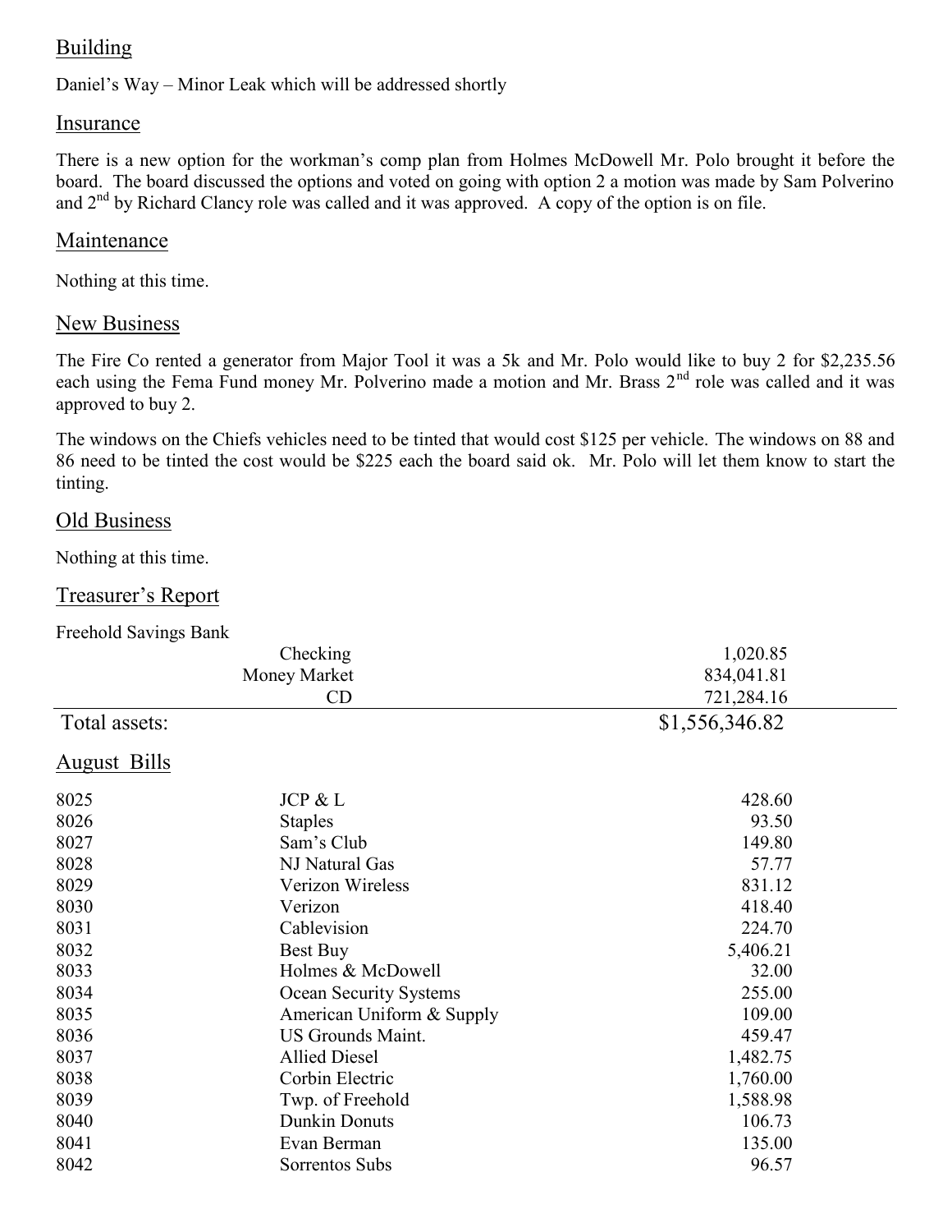## Building

Daniel's Way – Minor Leak which will be addressed shortly

## Insurance

There is a new option for the workman's comp plan from Holmes McDowell Mr. Polo brought it before the board. The board discussed the options and voted on going with option 2 a motion was made by Sam Polverino and 2nd by Richard Clancy role was called and it was approved. A copy of the option is on file.

## Maintenance

Nothing at this time.

## New Business

The Fire Co rented a generator from Major Tool it was a 5k and Mr. Polo would like to buy 2 for $2,235.56 each using the Fema Fund money Mr. Polverino made a motion and Mr. Brass 2nd role was called and it was approved to buy 2.

The windows on the Chiefs vehicles need to be tinted that would cost $125 per vehicle. The windows on 88 and 86 need to be tinted the cost would be $225 each the board said ok. Mr. Polo will let them know to start the tinting.

## Old Business

Nothing at this time.

## Treasurer's Report

Freehold Savings Bank

| | | |
|---|---|---|
| | Checking | 1,020.85 |
| | Money Market | 834,041.81 |
| | CD | 721,284.16 |
| Total assets: | | $1,556,346.82 |

## August Bills

| | | |
|---|---|---|
| 8025 | JCP & L | 428.60 |
| 8026 | Staples | 93.50 |
| 8027 | Sam's Club | 149.80 |
| 8028 | NJ Natural Gas | 57.77 |
| 8029 | Verizon Wireless | 831.12 |
| 8030 | Verizon | 418.40 |
| 8031 | Cablevision | 224.70 |
| 8032 | Best Buy | 5,406.21 |
| 8033 | Holmes & McDowell | 32.00 |
| 8034 | Ocean Security Systems | 255.00 |
| 8035 | American Uniform & Supply | 109.00 |
| 8036 | US Grounds Maint. | 459.47 |
| 8037 | Allied Diesel | 1,482.75 |
| 8038 | Corbin Electric | 1,760.00 |
| 8039 | Twp. of Freehold | 1,588.98 |
| 8040 | Dunkin Donuts | 106.73 |
| 8041 | Evan Berman | 135.00 |
| 8042 | Sorrentos Subs | 96.57 |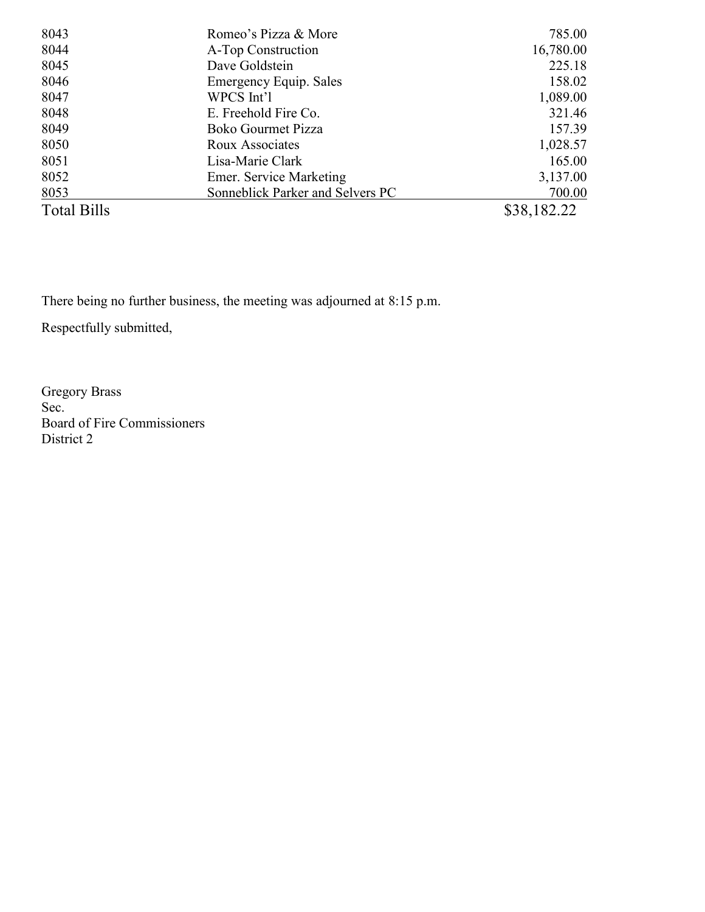| | | |
|---|---|---|
| 8043 | Romeo's Pizza & More | 785.00 |
| 8044 | A-Top Construction | 16,780.00 |
| 8045 | Dave Goldstein | 225.18 |
| 8046 | Emergency Equip. Sales | 158.02 |
| 8047 | WPCS Int'l | 1,089.00 |
| 8048 | E. Freehold Fire Co. | 321.46 |
| 8049 | Boko Gourmet Pizza | 157.39 |
| 8050 | Roux Associates | 1,028.57 |
| 8051 | Lisa-Marie Clark | 165.00 |
| 8052 | Emer. Service Marketing | 3,137.00 |
| 8053 | Sonneblick Parker and Selvers PC | 700.00 |
| Total Bills | | $38,182.22 |

There being no further business, the meeting was adjourned at 8:15 p.m.

Respectfully submitted,

Gregory Brass
Sec.
Board of Fire Commissioners
District 2